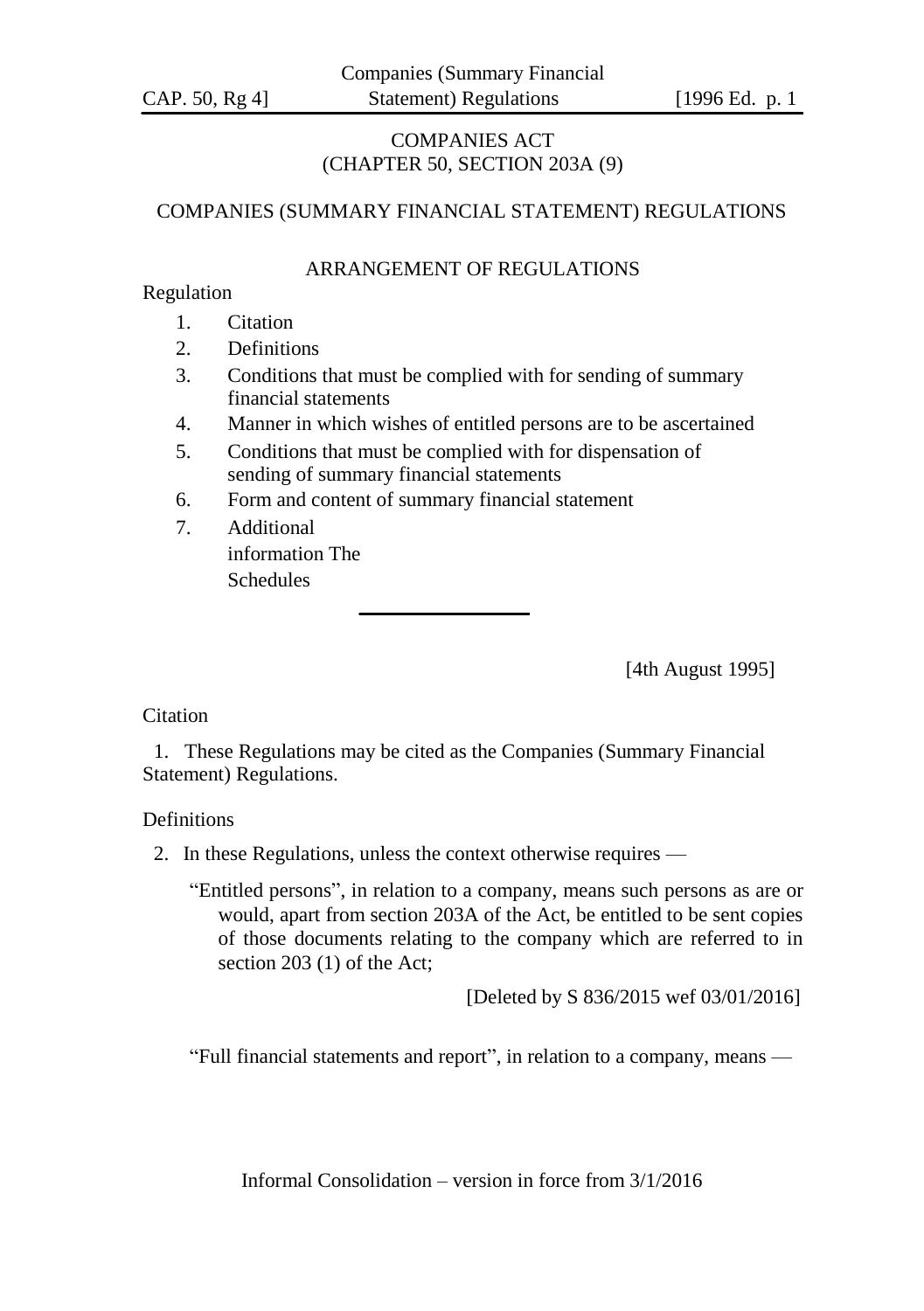COMPANIES ACT
(CHAPTER 50, SECTION 203A (9))

# COMPANIES (SUMMARY FINANCIAL STATEMENT) REGULATIONS

## ARRANGEMENT OF REGULATIONS

Regulation

1. Citation
2. Definitions
3. Conditions that must be complied with for sending of summary financial statements
4. Manner in which wishes of entitled persons are to be ascertained
5. Conditions that must be complied with for dispensation of sending of summary financial statements
6. Form and content of summary financial statement
7. Additional information The Schedules

[4th August 1995]

### Citation

1. These Regulations may be cited as the Companies (Summary Financial Statement) Regulations.

### Definitions

2. In these Regulations, unless the context otherwise requires —

"Entitled persons", in relation to a company, means such persons as are or would, apart from section 203A of the Act, be entitled to be sent copies of those documents relating to the company which are referred to in section 203 (1) of the Act;

[Deleted by S 836/2015 wef 03/01/2016]

"Full financial statements and report", in relation to a company, means —

Informal Consolidation – version in force from 3/1/2016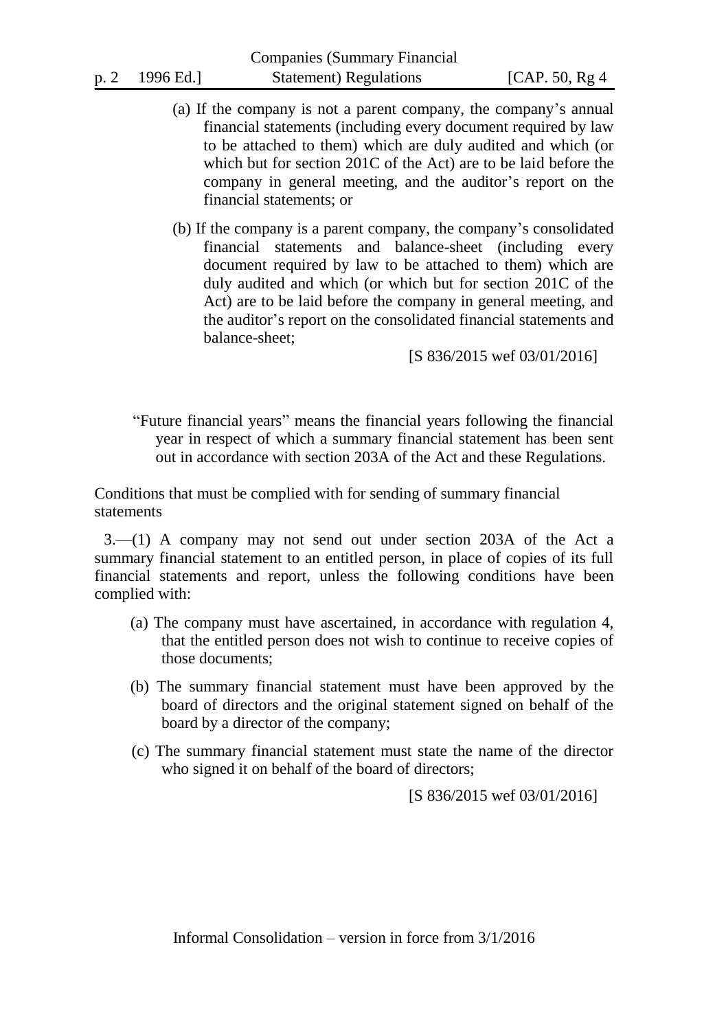(a) If the company is not a parent company, the company's annual financial statements (including every document required by law to be attached to them) which are duly audited and which (or which but for section 201C of the Act) are to be laid before the company in general meeting, and the auditor's report on the financial statements; or

(b) If the company is a parent company, the company's consolidated financial statements and balance-sheet (including every document required by law to be attached to them) which are duly audited and which (or which but for section 201C of the Act) are to be laid before the company in general meeting, and the auditor's report on the consolidated financial statements and balance-sheet;

[S 836/2015 wef 03/01/2016]

"Future financial years" means the financial years following the financial year in respect of which a summary financial statement has been sent out in accordance with section 203A of the Act and these Regulations.

Conditions that must be complied with for sending of summary financial statements

3.—(1) A company may not send out under section 203A of the Act a summary financial statement to an entitled person, in place of copies of its full financial statements and report, unless the following conditions have been complied with:

(a) The company must have ascertained, in accordance with regulation 4, that the entitled person does not wish to continue to receive copies of those documents;

(b) The summary financial statement must have been approved by the board of directors and the original statement signed on behalf of the board by a director of the company;

(c) The summary financial statement must state the name of the director who signed it on behalf of the board of directors;

[S 836/2015 wef 03/01/2016]

Informal Consolidation – version in force from 3/1/2016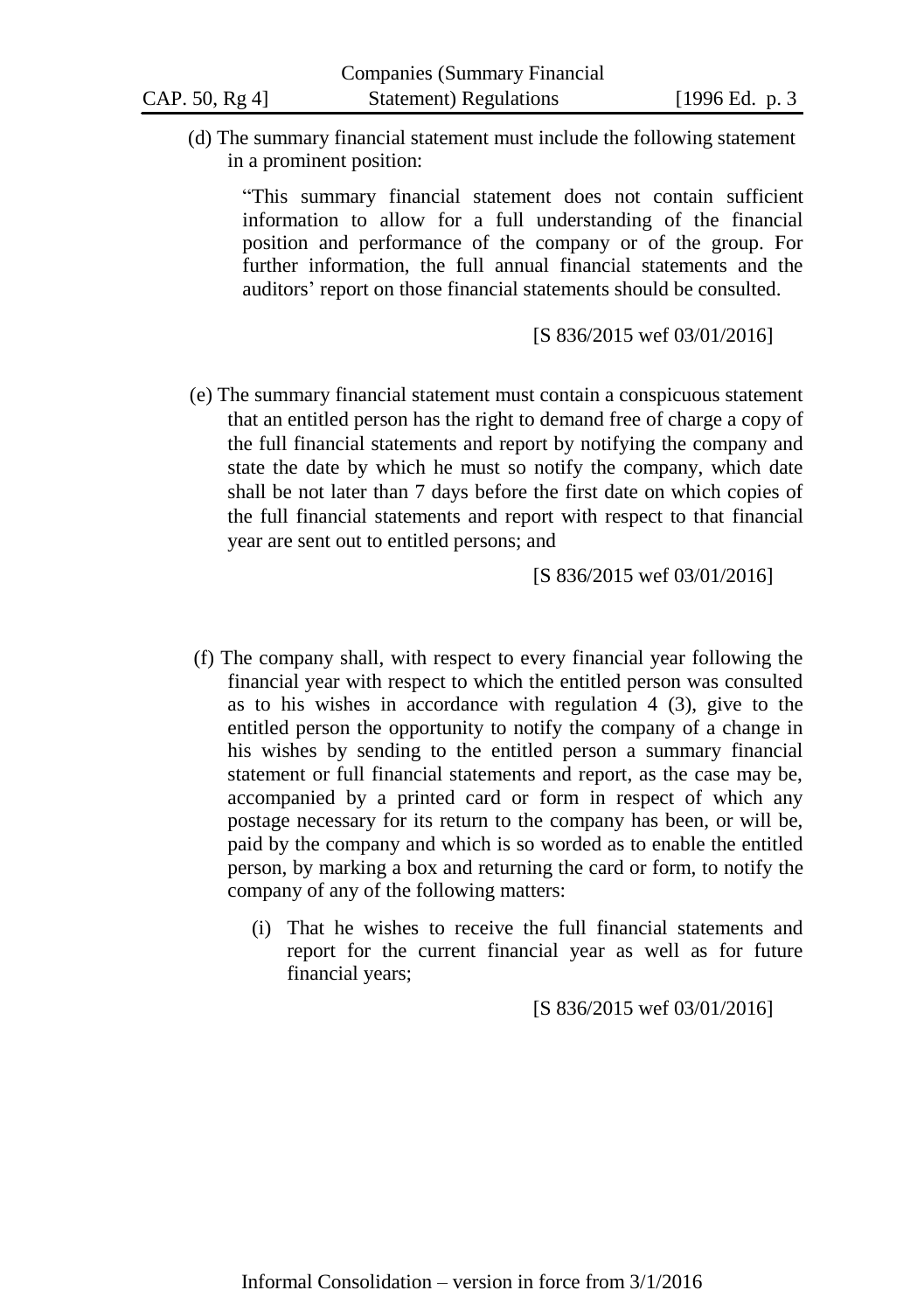(d) The summary financial statement must include the following statement in a prominent position:

> "This summary financial statement does not contain sufficient information to allow for a full understanding of the financial position and performance of the company or of the group. For further information, the full annual financial statements and the auditors' report on those financial statements should be consulted.

[S 836/2015 wef 03/01/2016]

(e) The summary financial statement must contain a conspicuous statement that an entitled person has the right to demand free of charge a copy of the full financial statements and report by notifying the company and state the date by which he must so notify the company, which date shall be not later than 7 days before the first date on which copies of the full financial statements and report with respect to that financial year are sent out to entitled persons; and

[S 836/2015 wef 03/01/2016]

(f) The company shall, with respect to every financial year following the financial year with respect to which the entitled person was consulted as to his wishes in accordance with regulation 4 (3), give to the entitled person the opportunity to notify the company of a change in his wishes by sending to the entitled person a summary financial statement or full financial statements and report, as the case may be, accompanied by a printed card or form in respect of which any postage necessary for its return to the company has been, or will be, paid by the company and which is so worded as to enable the entitled person, by marking a box and returning the card or form, to notify the company of any of the following matters:

(i) That he wishes to receive the full financial statements and report for the current financial year as well as for future financial years;

[S 836/2015 wef 03/01/2016]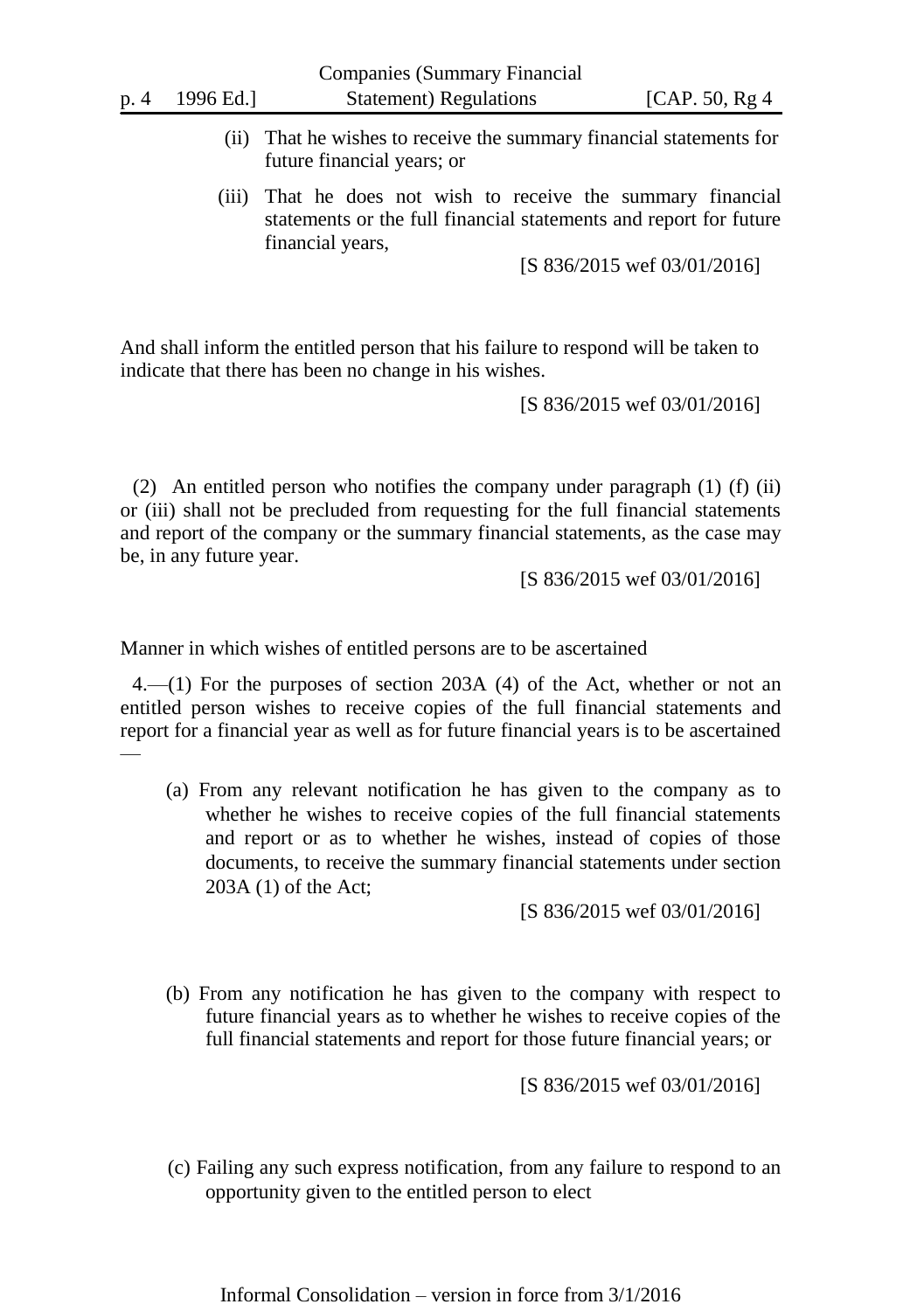(ii) That he wishes to receive the summary financial statements for future financial years; or

(iii) That he does not wish to receive the summary financial statements or the full financial statements and report for future financial years,

[S 836/2015 wef 03/01/2016]

And shall inform the entitled person that his failure to respond will be taken to indicate that there has been no change in his wishes.

[S 836/2015 wef 03/01/2016]

(2) An entitled person who notifies the company under paragraph (1) (f) (ii) or (iii) shall not be precluded from requesting for the full financial statements and report of the company or the summary financial statements, as the case may be, in any future year.

[S 836/2015 wef 03/01/2016]

Manner in which wishes of entitled persons are to be ascertained

4.—(1) For the purposes of section 203A (4) of the Act, whether or not an entitled person wishes to receive copies of the full financial statements and report for a financial year as well as for future financial years is to be ascertained —

(a) From any relevant notification he has given to the company as to whether he wishes to receive copies of the full financial statements and report or as to whether he wishes, instead of copies of those documents, to receive the summary financial statements under section 203A (1) of the Act;

[S 836/2015 wef 03/01/2016]

(b) From any notification he has given to the company with respect to future financial years as to whether he wishes to receive copies of the full financial statements and report for those future financial years; or

[S 836/2015 wef 03/01/2016]

(c) Failing any such express notification, from any failure to respond to an opportunity given to the entitled person to elect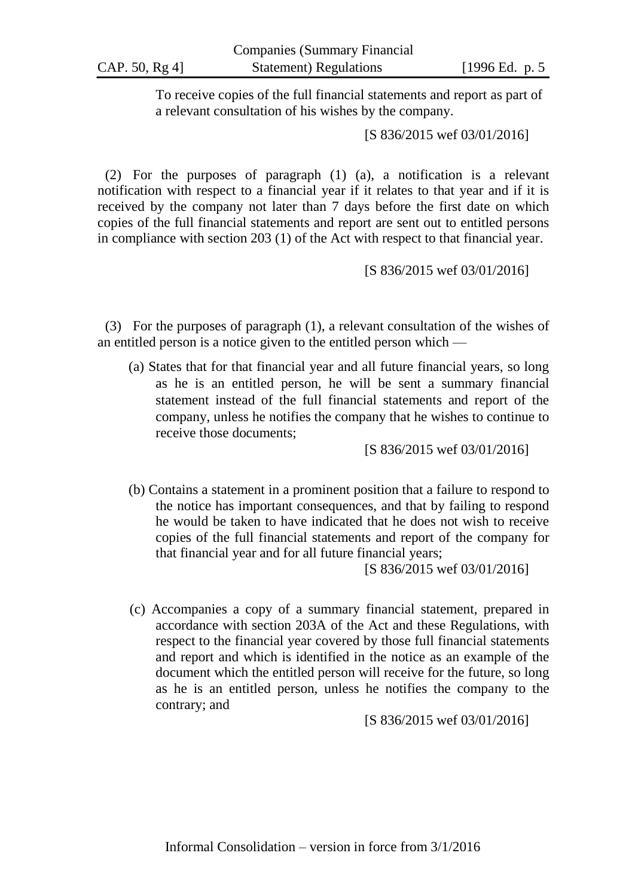To receive copies of the full financial statements and report as part of a relevant consultation of his wishes by the company.

[S 836/2015 wef 03/01/2016]

(2) For the purposes of paragraph (1) (a), a notification is a relevant notification with respect to a financial year if it relates to that year and if it is received by the company not later than 7 days before the first date on which copies of the full financial statements and report are sent out to entitled persons in compliance with section 203 (1) of the Act with respect to that financial year.

[S 836/2015 wef 03/01/2016]

(3) For the purposes of paragraph (1), a relevant consultation of the wishes of an entitled person is a notice given to the entitled person which —

(a) States that for that financial year and all future financial years, so long as he is an entitled person, he will be sent a summary financial statement instead of the full financial statements and report of the company, unless he notifies the company that he wishes to continue to receive those documents;

[S 836/2015 wef 03/01/2016]

(b) Contains a statement in a prominent position that a failure to respond to the notice has important consequences, and that by failing to respond he would be taken to have indicated that he does not wish to receive copies of the full financial statements and report of the company for that financial year and for all future financial years;

[S 836/2015 wef 03/01/2016]

(c) Accompanies a copy of a summary financial statement, prepared in accordance with section 203A of the Act and these Regulations, with respect to the financial year covered by those full financial statements and report and which is identified in the notice as an example of the document which the entitled person will receive for the future, so long as he is an entitled person, unless he notifies the company to the contrary; and

[S 836/2015 wef 03/01/2016]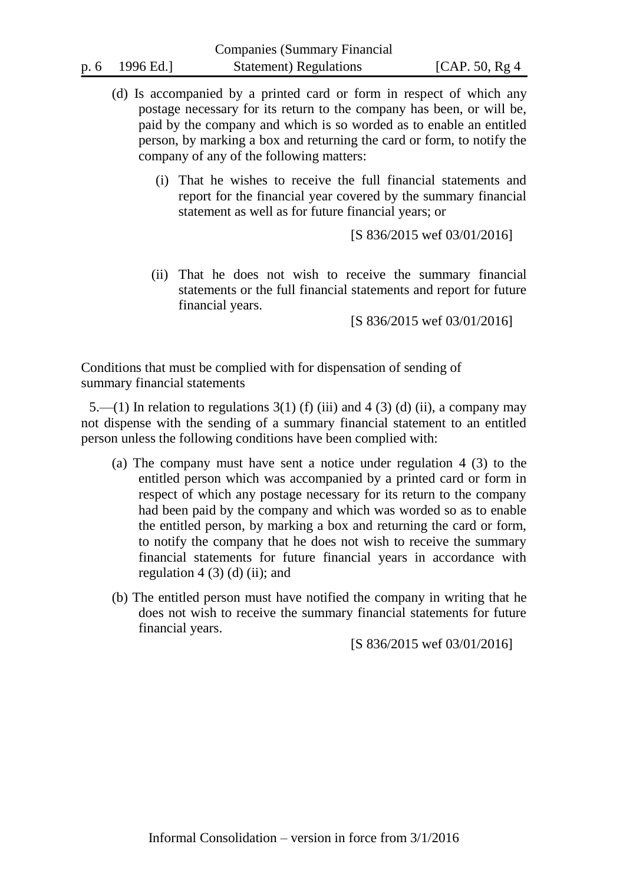(d) Is accompanied by a printed card or form in respect of which any postage necessary for its return to the company has been, or will be, paid by the company and which is so worded as to enable an entitled person, by marking a box and returning the card or form, to notify the company of any of the following matters:

  (i) That he wishes to receive the full financial statements and report for the financial year covered by the summary financial statement as well as for future financial years; or

  [S 836/2015 wef 03/01/2016]

  (ii) That he does not wish to receive the summary financial statements or the full financial statements and report for future financial years.

  [S 836/2015 wef 03/01/2016]

Conditions that must be complied with for dispensation of sending of summary financial statements

5.—(1) In relation to regulations 3(1) (f) (iii) and 4 (3) (d) (ii), a company may not dispense with the sending of a summary financial statement to an entitled person unless the following conditions have been complied with:

(a) The company must have sent a notice under regulation 4 (3) to the entitled person which was accompanied by a printed card or form in respect of which any postage necessary for its return to the company had been paid by the company and which was worded so as to enable the entitled person, by marking a box and returning the card or form, to notify the company that he does not wish to receive the summary financial statements for future financial years in accordance with regulation 4 (3) (d) (ii); and

(b) The entitled person must have notified the company in writing that he does not wish to receive the summary financial statements for future financial years.

[S 836/2015 wef 03/01/2016]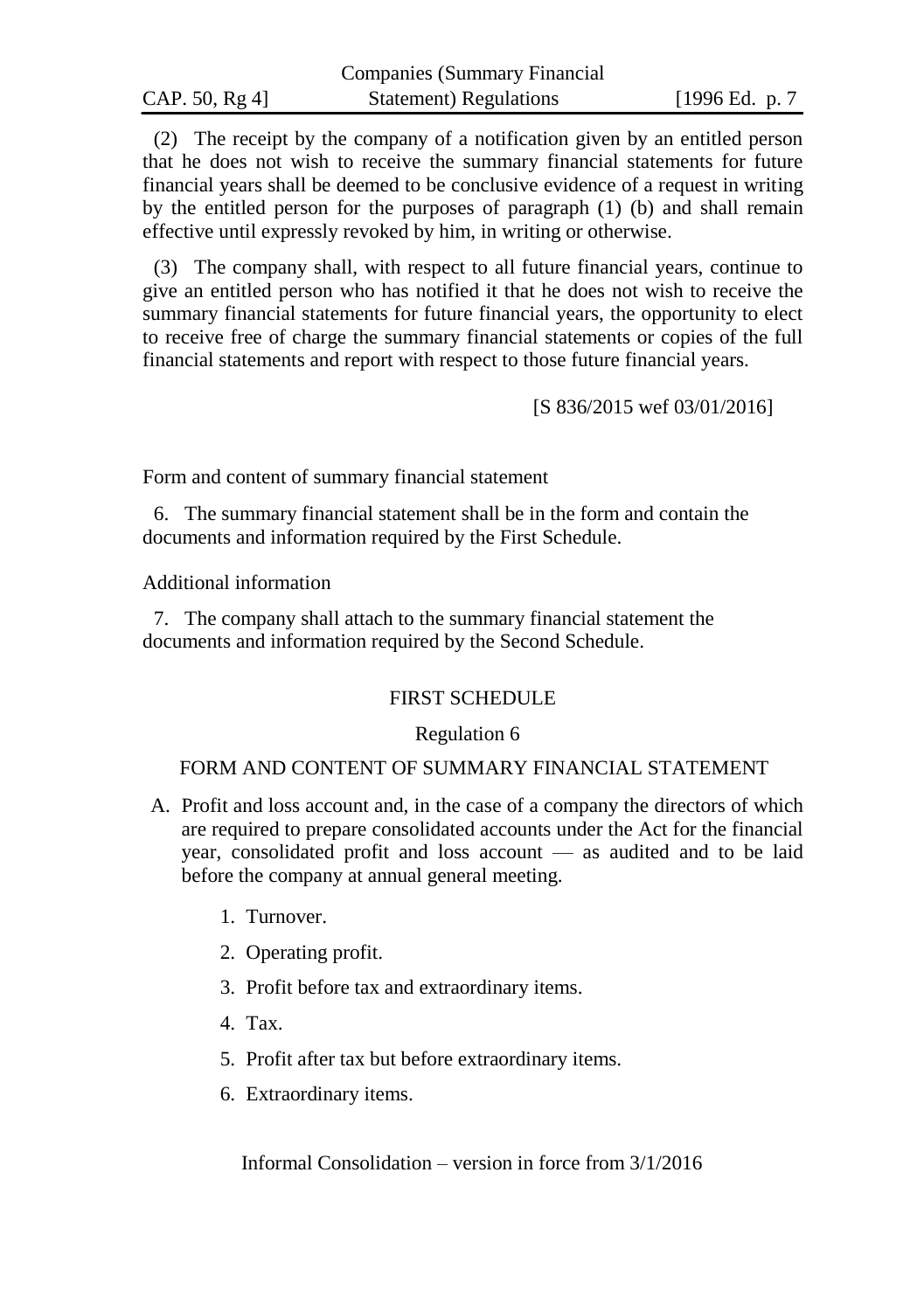(2) The receipt by the company of a notification given by an entitled person that he does not wish to receive the summary financial statements for future financial years shall be deemed to be conclusive evidence of a request in writing by the entitled person for the purposes of paragraph (1) (b) and shall remain effective until expressly revoked by him, in writing or otherwise.

(3) The company shall, with respect to all future financial years, continue to give an entitled person who has notified it that he does not wish to receive the summary financial statements for future financial years, the opportunity to elect to receive free of charge the summary financial statements or copies of the full financial statements and report with respect to those future financial years.

[S 836/2015 wef 03/01/2016]

Form and content of summary financial statement

6. The summary financial statement shall be in the form and contain the documents and information required by the First Schedule.

Additional information

7. The company shall attach to the summary financial statement the documents and information required by the Second Schedule.

## FIRST SCHEDULE

Regulation 6

### FORM AND CONTENT OF SUMMARY FINANCIAL STATEMENT

A. Profit and loss account and, in the case of a company the directors of which are required to prepare consolidated accounts under the Act for the financial year, consolidated profit and loss account — as audited and to be laid before the company at annual general meeting.

1. Turnover.
2. Operating profit.
3. Profit before tax and extraordinary items.
4. Tax.
5. Profit after tax but before extraordinary items.
6. Extraordinary items.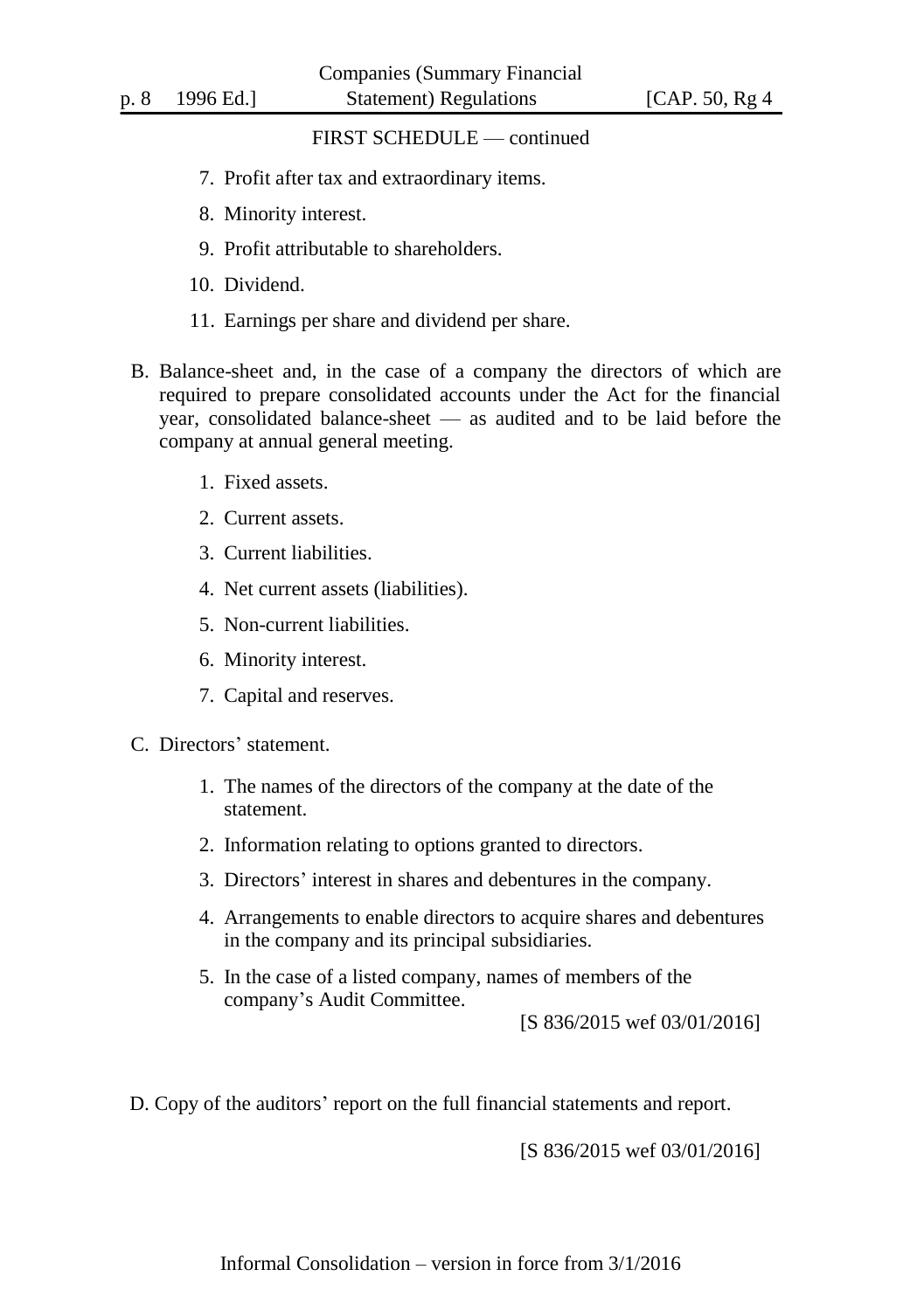FIRST SCHEDULE — continued

7. Profit after tax and extraordinary items.
8. Minority interest.
9. Profit attributable to shareholders.
10. Dividend.
11. Earnings per share and dividend per share.

B. Balance-sheet and, in the case of a company the directors of which are required to prepare consolidated accounts under the Act for the financial year, consolidated balance-sheet — as audited and to be laid before the company at annual general meeting.

1. Fixed assets.
2. Current assets.
3. Current liabilities.
4. Net current assets (liabilities).
5. Non-current liabilities.
6. Minority interest.
7. Capital and reserves.

C. Directors' statement.

1. The names of the directors of the company at the date of the statement.
2. Information relating to options granted to directors.
3. Directors' interest in shares and debentures in the company.
4. Arrangements to enable directors to acquire shares and debentures in the company and its principal subsidiaries.
5. In the case of a listed company, names of members of the company's Audit Committee.

[S 836/2015 wef 03/01/2016]

D. Copy of the auditors' report on the full financial statements and report.

[S 836/2015 wef 03/01/2016]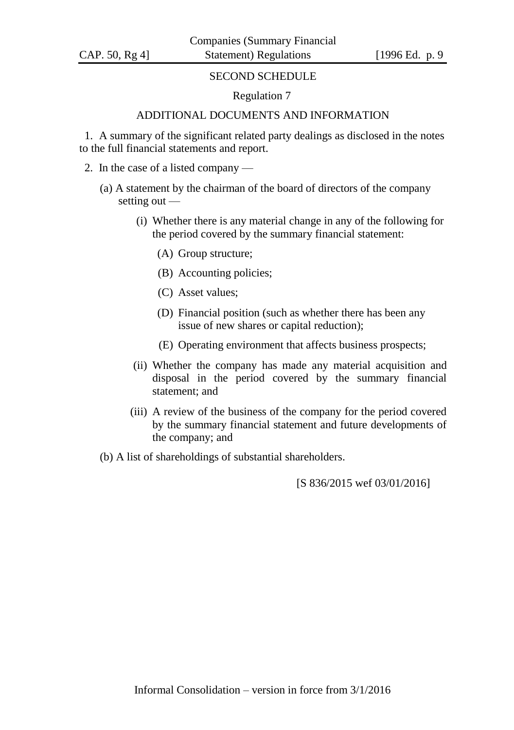## SECOND SCHEDULE

Regulation 7

### ADDITIONAL DOCUMENTS AND INFORMATION

1. A summary of the significant related party dealings as disclosed in the notes to the full financial statements and report.

2. In the case of a listed company —

   (a) A statement by the chairman of the board of directors of the company setting out —

      (i) Whether there is any material change in any of the following for the period covered by the summary financial statement:

         (A) Group structure;

         (B) Accounting policies;

         (C) Asset values;

         (D) Financial position (such as whether there has been any issue of new shares or capital reduction);

         (E) Operating environment that affects business prospects;

      (ii) Whether the company has made any material acquisition and disposal in the period covered by the summary financial statement; and

      (iii) A review of the business of the company for the period covered by the summary financial statement and future developments of the company; and

   (b) A list of shareholdings of substantial shareholders.

[S 836/2015 wef 03/01/2016]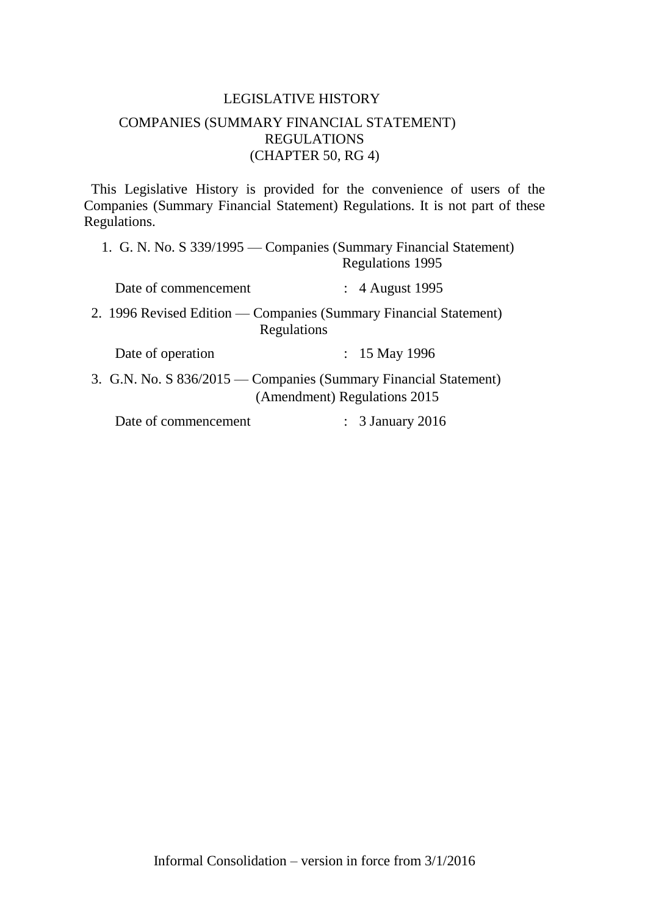# LEGISLATIVE HISTORY

## COMPANIES (SUMMARY FINANCIAL STATEMENT) REGULATIONS (CHAPTER 50, RG 4)

This Legislative History is provided for the convenience of users of the Companies (Summary Financial Statement) Regulations. It is not part of these Regulations.

1. G. N. No. S 339/1995 — Companies (Summary Financial Statement) Regulations 1995

   Date of commencement : 4 August 1995

2. 1996 Revised Edition — Companies (Summary Financial Statement) Regulations

   Date of operation : 15 May 1996

3. G.N. No. S 836/2015 — Companies (Summary Financial Statement) (Amendment) Regulations 2015

   Date of commencement : 3 January 2016